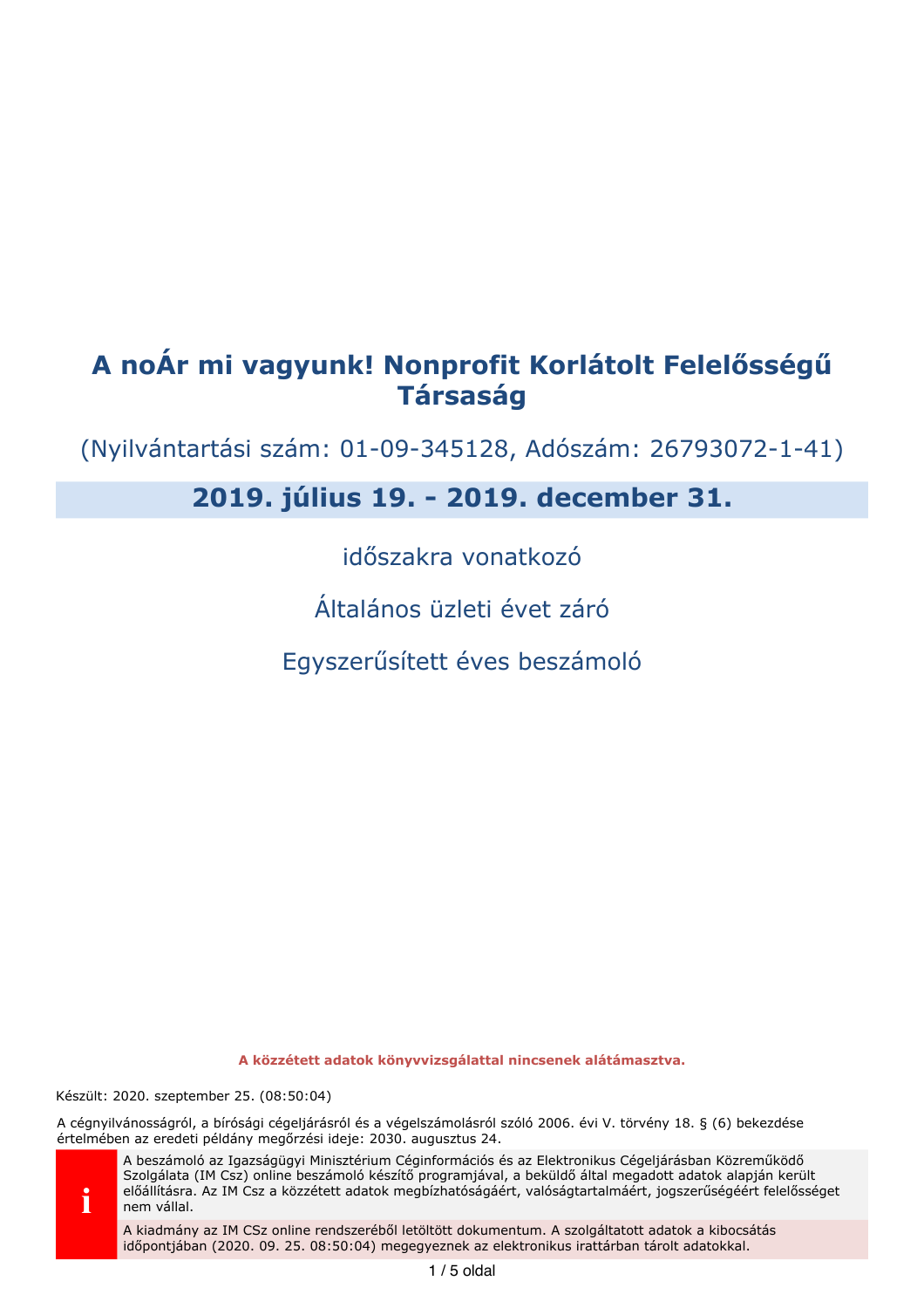# A noÁr mi vagyunk! Nonprofit Korlátolt Felelősségű Társaság

(Nyilvántartási szám: 01-09-345128, Adószám: 26793072-1-41)

## 2019. július 19. - 2019. december 31.

időszakra vonatkozó

Általános üzleti évet záró

Egyszerűsített éves beszámoló

**A közzétett adatok könyvvizsgálattal nincsenek alátámasztva.**

Készült: 2020. szeptember 25. (08:50:04)

A cégnyilvánosságról, a bírósági cégeljárásról és a végelszámolásról szóló 2006. évi V. törvény 18. § (6) bekezdése értelmében az eredeti példány megőrzési ideje: 2030. augusztus 24.

A beszámoló az Igazságügyi Minisztérium Céginformációs és az Elektronikus Cégeljárásban Közreműködő Szolgálata (IM Csz) online beszámoló készítő programjával, a beküldő által megadott adatok alapján került előállításra. Az IM Csz a közzétett adatok megbízhatóságáért, valóságtartalmáért, jogszerűségéért felelősséget nem vállal.

A kiadmány az IM CSz online rendszeréből letöltött dokumentum. A szolgáltatott adatok a kibocsátás időpontjában (2020. 09. 25. 08:50:04) megegyeznek az elektronikus irattárban tárolt adatokkal.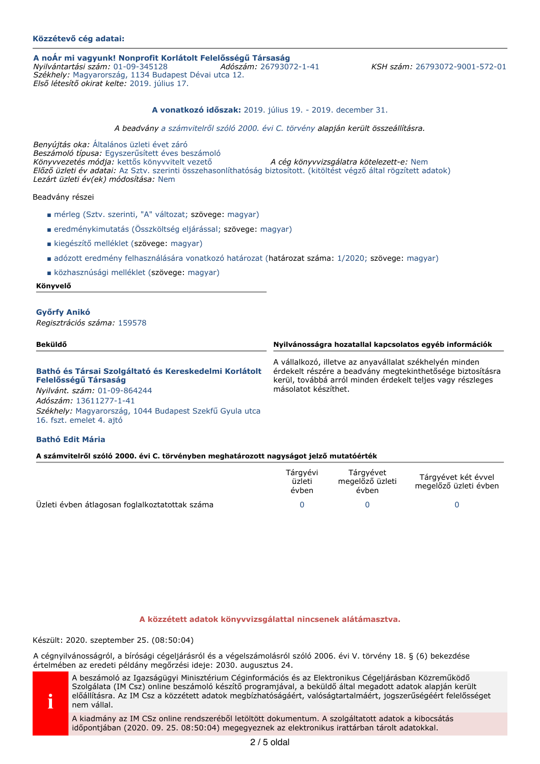**Közzétevő cég adatai:**

**A noÁr mi vagyunk! Nonprofit Korlátolt Felelősségű Társaság**
*Nyilvántartási szám:* 01-09-345128 *Adószám:* 26793072-1-41 *KSH szám:* 26793072-9001-572-01
*Székhely:* Magyarország, 1134 Budapest Dévai utca 12.
*Első létesítő okirat kelte:* 2019. július 17.

**A vonatkozó időszak:** 2019. július 19. - 2019. december 31.

*A beadvány a számvitelről szóló 2000. évi C. törvény alapján került összeállításra.*

*Benyújtás oka:* Általános üzleti évet záró
*Beszámoló típusa:* Egyszerűsített éves beszámoló
*Könyvvezetés módja:* kettős könyvvitelt vezető *A cég könyvvizsgálatra kötelezett-e:* Nem
*Előző üzleti év adatai:* Az Sztv. szerinti összehasonlíthatóság biztosított. (kitöltést végző által rögzített adatok)
*Lezárt üzleti év(ek) módosítása:* Nem

Beadvány részei

- mérleg (Sztv. szerinti, "A" változat; szövege: magyar)
- eredménykimutatás (Összköltség eljárással; szövege: magyar)
- kiegészítő melléklet (szövege: magyar)
- adózott eredmény felhasználására vonatkozó határozat (határozat száma: 1/2020; szövege: magyar)
- közhasznúsági melléklet (szövege: magyar)

**Könyvelő**

**Győrfy Anikó**
*Regisztrációs száma:* 159578

**Beküldő**

**Bathó és Társai Szolgáltató és Kereskedelmi Korlátolt Felelősségű Társaság**
*Nyilvánt. szám:* 01-09-864244
*Adószám:* 13611277-1-41
*Székhely:* Magyarország, 1044 Budapest Szekfű Gyula utca 16. fszt. emelet 4. ajtó

**Bathó Edit Mária**

**Nyilvánosságra hozatallal kapcsolatos egyéb információk**

A vállalkozó, illetve az anyavállalat székhelyén minden érdekelt részére a beadvány megtekinthetősége biztosításra kerül, továbbá arról minden érdekelt teljes vagy részleges másolatot készíthet.

**A számvitelről szóló 2000. évi C. törvényben meghatározott nagyságot jelző mutatóérték**

| | Tárgyévi üzleti évben | Tárgyévet megelőző üzleti évben | Tárgyévet két évvel megelőző üzleti évben |
|---|---|---|---|
| Üzleti évben átlagosan foglalkoztatottak száma | 0 | 0 | 0 |

**A közzétett adatok könyvvizsgálattal nincsenek alátámasztva.**

Készült: 2020. szeptember 25. (08:50:04)

A cégnyilvánosságról, a bírósági cégeljárásról és a végelszámolásról szóló 2006. évi V. törvény 18. § (6) bekezdése értelmében az eredeti példány megőrzési ideje: 2030. augusztus 24.

A beszámoló az Igazságügyi Minisztérium Céginformációs és az Elektronikus Cégeljárásban Közreműködő Szolgálata (IM Csz) online beszámoló készítő programjával, a beküldő által megadott adatok alapján került előállításra. Az IM Csz a közzétett adatok megbízhatóságáért, valóságtartalmáért, jogszerűségéért felelősséget nem vállal.

A kiadmány az IM CSz online rendszeréből letöltött dokumentum. A szolgáltatott adatok a kibocsátás időpontjában (2020. 09. 25. 08:50:04) megegyeznek az elektronikus irattárban tárolt adatokkal.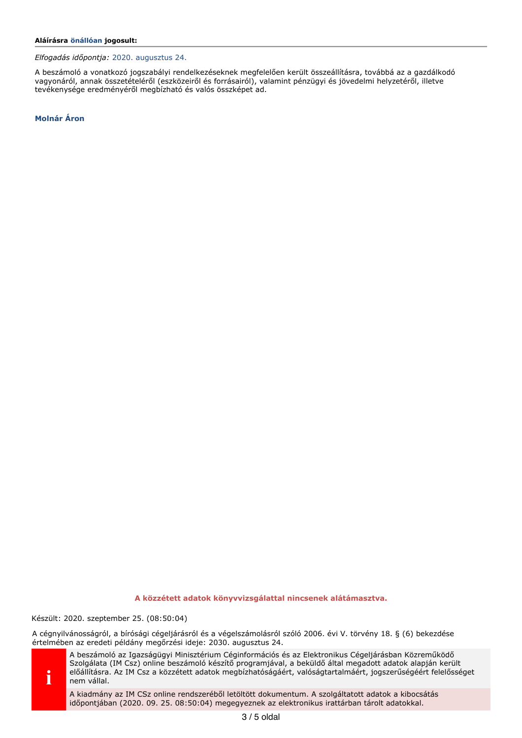**Aláírásra önállóan jogosult:**

*Elfogadás időpontja:* 2020. augusztus 24.

A beszámoló a vonatkozó jogszabályi rendelkezéseknek megfelelően került összeállításra, továbbá az a gazdálkodó vagyonáról, annak összetételéről (eszközeiről és forrásairól), valamint pénzügyi és jövedelmi helyzetéről, illetve tevékenysége eredményéről megbízható és valós összképet ad.

**Molnár Áron**

**A közzétett adatok könyvvizsgálattal nincsenek alátámasztva.**

Készült: 2020. szeptember 25. (08:50:04)

A cégnyilvánosságról, a bírósági cégeljárásról és a végelszámolásról szóló 2006. évi V. törvény 18. § (6) bekezdése értelmében az eredeti példány megőrzési ideje: 2030. augusztus 24.

A beszámoló az Igazságügyi Minisztérium Céginformációs és az Elektronikus Cégeljárásban Közreműködő Szolgálata (IM Csz) online beszámoló készítő programjával, a beküldő által megadott adatok alapján került előállításra. Az IM Csz a közzétett adatok megbízhatóságáért, valóságtartalmáért, jogszerűségéért felelősséget nem vállal.

A kiadmány az IM CSz online rendszeréből letöltött dokumentum. A szolgáltatott adatok a kibocsátás időpontjában (2020. 09. 25. 08:50:04) megegyeznek az elektronikus irattárban tárolt adatokkal.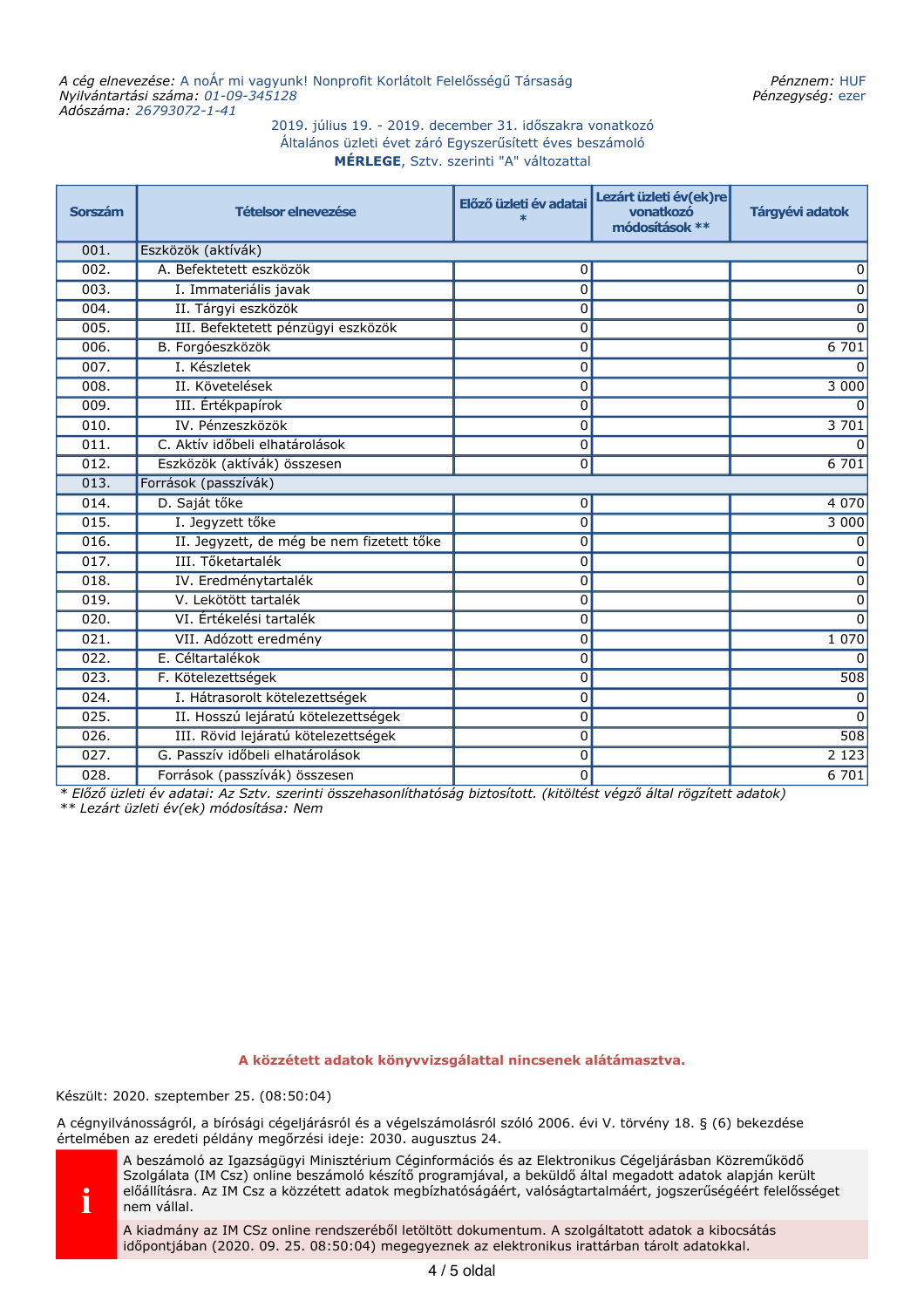*A cég elnevezése:* A noÁr mi vagyunk! Nonprofit Korlátolt Felelősségű Társaság
*Nyilvántartási száma:* 01-09-345128
*Adószáma:* 26793072-1-41

*Pénznem:* HUF
*Pénzegység:* ezer

2019. július 19. - 2019. december 31. időszakra vonatkozó
Általános üzleti évet záró Egyszerűsített éves beszámoló
**MÉRLEGE**, Sztv. szerinti "A" változattal

| Sorszám | Tételsor elnevezése | Előző üzleti év adatai * | Lezárt üzleti év(ek)re vonatkozó módosítások ** | Tárgyévi adatok |
|---|---|---|---|---|
| 001. | Eszközök (aktívák) | | | |
| 002. | A. Befektetett eszközök | 0 | | 0 |
| 003. | I. Immateriális javak | 0 | | 0 |
| 004. | II. Tárgyi eszközök | 0 | | 0 |
| 005. | III. Befektetett pénzügyi eszközök | 0 | | 0 |
| 006. | B. Forgóeszközök | 0 | | 6 701 |
| 007. | I. Készletek | 0 | | 0 |
| 008. | II. Követelések | 0 | | 3 000 |
| 009. | III. Értékpapírok | 0 | | 0 |
| 010. | IV. Pénzeszközök | 0 | | 3 701 |
| 011. | C. Aktív időbeli elhatárolások | 0 | | 0 |
| 012. | Eszközök (aktívák) összesen | 0 | | 6 701 |
| 013. | Források (passzívák) | | | |
| 014. | D. Saját tőke | 0 | | 4 070 |
| 015. | I. Jegyzett tőke | 0 | | 3 000 |
| 016. | II. Jegyzett, de még be nem fizetett tőke | 0 | | 0 |
| 017. | III. Tőketartalék | 0 | | 0 |
| 018. | IV. Eredménytartalék | 0 | | 0 |
| 019. | V. Lekötött tartalék | 0 | | 0 |
| 020. | VI. Értékelési tartalék | 0 | | 0 |
| 021. | VII. Adózott eredmény | 0 | | 1 070 |
| 022. | E. Céltartalékok | 0 | | 0 |
| 023. | F. Kötelezettségek | 0 | | 508 |
| 024. | I. Hátrasorolt kötelezettségek | 0 | | 0 |
| 025. | II. Hosszú lejáratú kötelezettségek | 0 | | 0 |
| 026. | III. Rövid lejáratú kötelezettségek | 0 | | 508 |
| 027. | G. Passzív időbeli elhatárolások | 0 | | 2 123 |
| 028. | Források (passzívák) összesen | 0 | | 6 701 |

*\* Előző üzleti év adatai: Az Sztv. szerinti összehasonlíthatóság biztosított. (kitöltést végző által rögzített adatok)*
*\*\* Lezárt üzleti év(ek) módosítása: Nem*

**A közzétett adatok könyvvizsgálattal nincsenek alátámasztva.**

Készült: 2020. szeptember 25. (08:50:04)

A cégnyilvánosságról, a bírósági cégeljárásról és a végelszámolásról szóló 2006. évi V. törvény 18. § (6) bekezdése értelmében az eredeti példány megőrzési ideje: 2030. augusztus 24.

A beszámoló az Igazságügyi Minisztérium Céginformációs és az Elektronikus Cégeljárásban Közreműködő Szolgálata (IM Csz) online beszámoló készítő programjával, a beküldő által megadott adatok alapján került előállításra. Az IM Csz a közzétett adatok megbízhatóságáért, valóságtartalmáért, jogszerűségéért felelősséget nem vállal.

A kiadmány az IM CSz online rendszeréből letöltött dokumentum. A szolgáltatott adatok a kibocsátás időpontjában (2020. 09. 25. 08:50:04) megegyeznek az elektronikus irattárban tárolt adatokkal.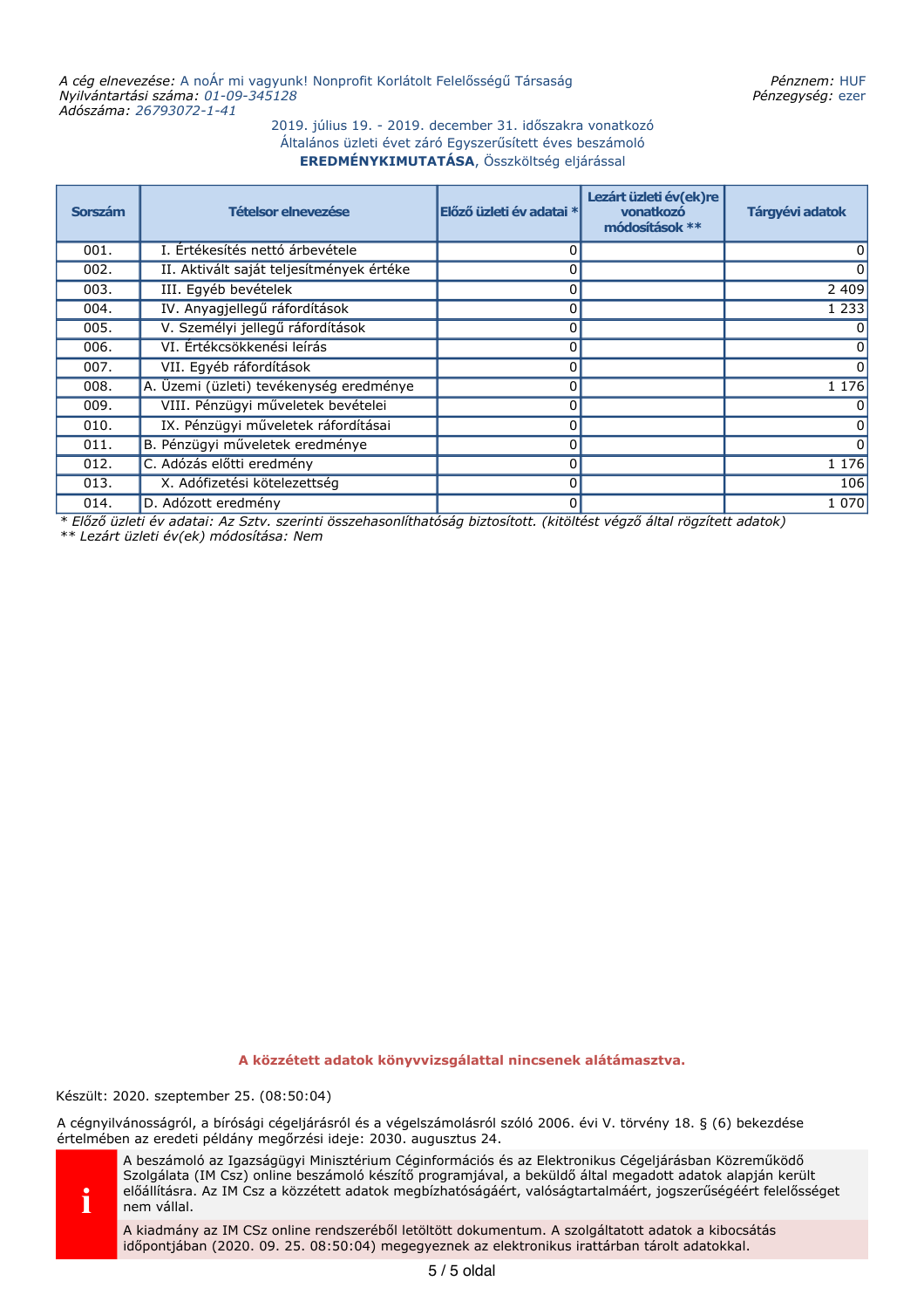*A cég elnevezése:* A noÁr mi vagyunk! Nonprofit Korlátolt Felelősségű Társaság
*Nyilvántartási száma:* 01-09-345128
*Adószáma:* 26793072-1-41

*Pénznem:* HUF
*Pénzegység:* ezer

2019. július 19. - 2019. december 31. időszakra vonatkozó
Általános üzleti évet záró Egyszerűsített éves beszámoló
**EREDMÉNYKIMUTATÁSA**, Összköltség eljárással

| Sorszám | Tételsor elnevezése | Előző üzleti év adatai * | Lezárt üzleti év(ek)re vonatkozó módosítások ** | Tárgyévi adatok |
|---|---|---|---|---|
| 001. | I. Értékesítés nettó árbevétele | 0 | | 0 |
| 002. | II. Aktivált saját teljesítmények értéke | 0 | | 0 |
| 003. | III. Egyéb bevételek | 0 | | 2 409 |
| 004. | IV. Anyagjellegű ráfordítások | 0 | | 1 233 |
| 005. | V. Személyi jellegű ráfordítások | 0 | | 0 |
| 006. | VI. Értékcsökkenési leírás | 0 | | 0 |
| 007. | VII. Egyéb ráfordítások | 0 | | 0 |
| 008. | A. Üzemi (üzleti) tevékenység eredménye | 0 | | 1 176 |
| 009. | VIII. Pénzügyi műveletek bevételei | 0 | | 0 |
| 010. | IX. Pénzügyi műveletek ráfordításai | 0 | | 0 |
| 011. | B. Pénzügyi műveletek eredménye | 0 | | 0 |
| 012. | C. Adózás előtti eredmény | 0 | | 1 176 |
| 013. | X. Adófizetési kötelezettség | 0 | | 106 |
| 014. | D. Adózott eredmény | 0 | | 1 070 |

*\* Előző üzleti év adatai: Az Sztv. szerinti összehasonlíthatóság biztosított. (kitöltést végző által rögzített adatok)*
*\*\* Lezárt üzleti év(ek) módosítása: Nem*

**A közzétett adatok könyvvizsgálattal nincsenek alátámasztva.**

Készült: 2020. szeptember 25. (08:50:04)

A cégnyilvánosságról, a bírósági cégeljárásról és a végelszámolásról szóló 2006. évi V. törvény 18. § (6) bekezdése értelmében az eredeti példány megőrzési ideje: 2030. augusztus 24.

A beszámoló az Igazságügyi Minisztérium Céginformációs és az Elektronikus Cégeljárásban Közreműködő Szolgálata (IM Csz) online beszámoló készítő programjával, a beküldő által megadott adatok alapján került előállításra. Az IM Csz a közzétett adatok megbízhatóságáért, valóságtartalmáért, jogszerűségéért felelősséget nem vállal.

A kiadmány az IM CSz online rendszeréből letöltött dokumentum. A szolgáltatott adatok a kibocsátás időpontjában (2020. 09. 25. 08:50:04) megegyeznek az elektronikus irattárban tárolt adatokkal.